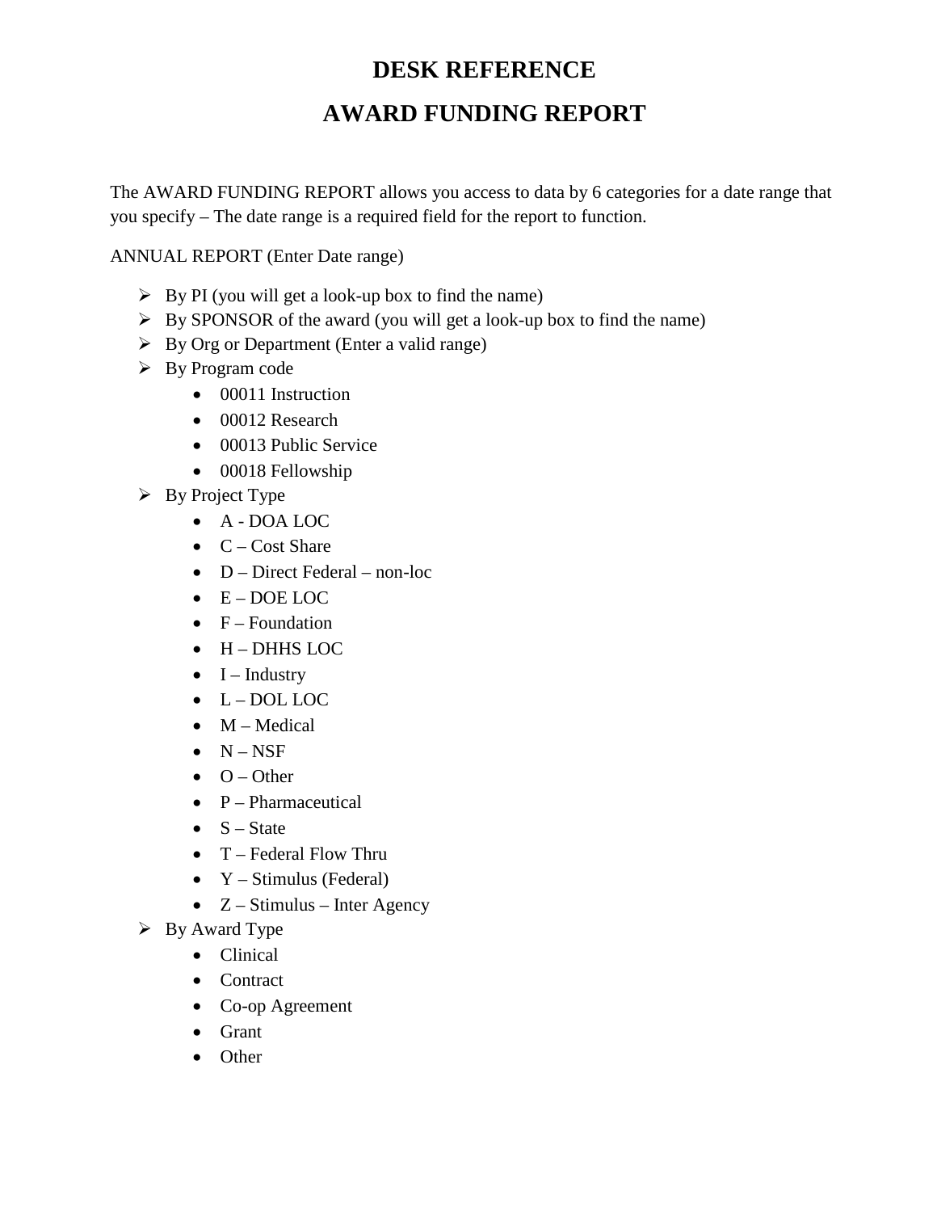# DESK REFERENCE

# AWARD FUNDING REPORT

The AWARD FUNDING REPORT allows you access to data by 6 categories for a date range that you specify – The date range is a required field for the report to function.

ANNUAL REPORT (Enter Date range)

- By PI (you will get a look-up box to find the name)
- By SPONSOR of the award (you will get a look-up box to find the name)
- By Org or Department (Enter a valid range)
- By Program code
  - 00011 Instruction
  - 00012 Research
  - 00013 Public Service
  - 00018 Fellowship
- By Project Type
  - A - DOA LOC
  - C – Cost Share
  - D – Direct Federal – non-loc
  - E – DOE LOC
  - F – Foundation
  - H – DHHS LOC
  - I – Industry
  - L – DOL LOC
  - M – Medical
  - N – NSF
  - O – Other
  - P – Pharmaceutical
  - S – State
  - T – Federal Flow Thru
  - Y – Stimulus (Federal)
  - Z – Stimulus – Inter Agency
- By Award Type
  - Clinical
  - Contract
  - Co-op Agreement
  - Grant
  - Other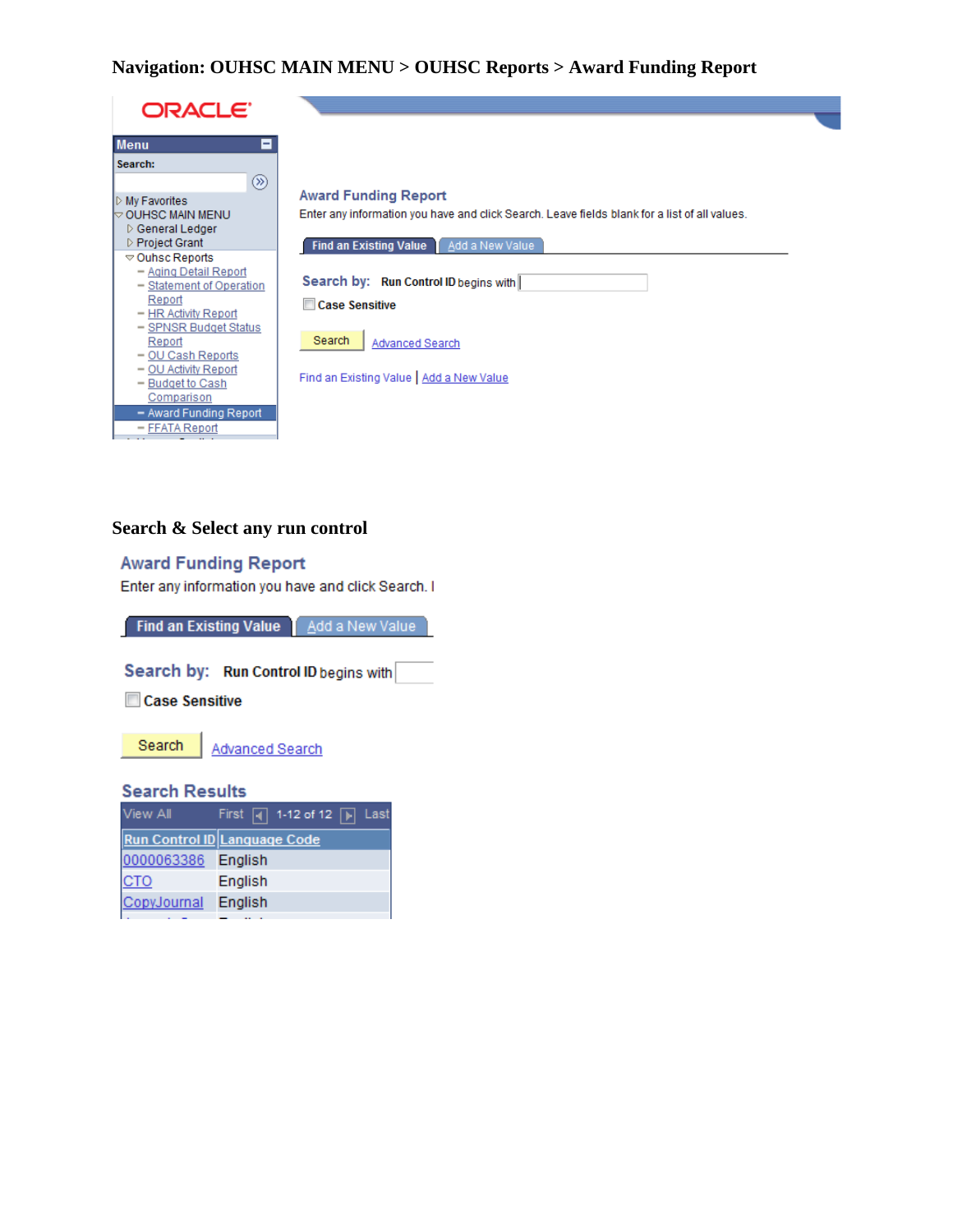**Navigation: OUHSC MAIN MENU > OUHSC Reports > Award Funding Report**

ORACLE

Menu

Search:

- My Favorites
- OUHSC MAIN MENU
  - General Ledger
  - Project Grant
  - Ouhsc Reports
    - Aging Detail Report
    - Statement of Operation Report
    - HR Activity Report
    - SPNSR Budget Status Report
    - OU Cash Reports
    - OU Activity Report
    - Budget to Cash Comparison
    - Award Funding Report
    - FFATA Report

Award Funding Report

Enter any information you have and click Search. Leave fields blank for a list of all values.

Find an Existing Value | Add a New Value

Search by: Run Control ID begins with

Case Sensitive

Search   Advanced Search

Find an Existing Value | Add a New Value

**Search & Select any run control**

Award Funding Report

Enter any information you have and click Search. I

Find an Existing Value | Add a New Value

Search by: Run Control ID begins with

Case Sensitive

Search   Advanced Search

Search Results

View All   First   1-12 of 12   Last

| Run Control ID | Language Code |
|---|---|
| 0000063386 | English |
| CTO | English |
| CopyJournal | English |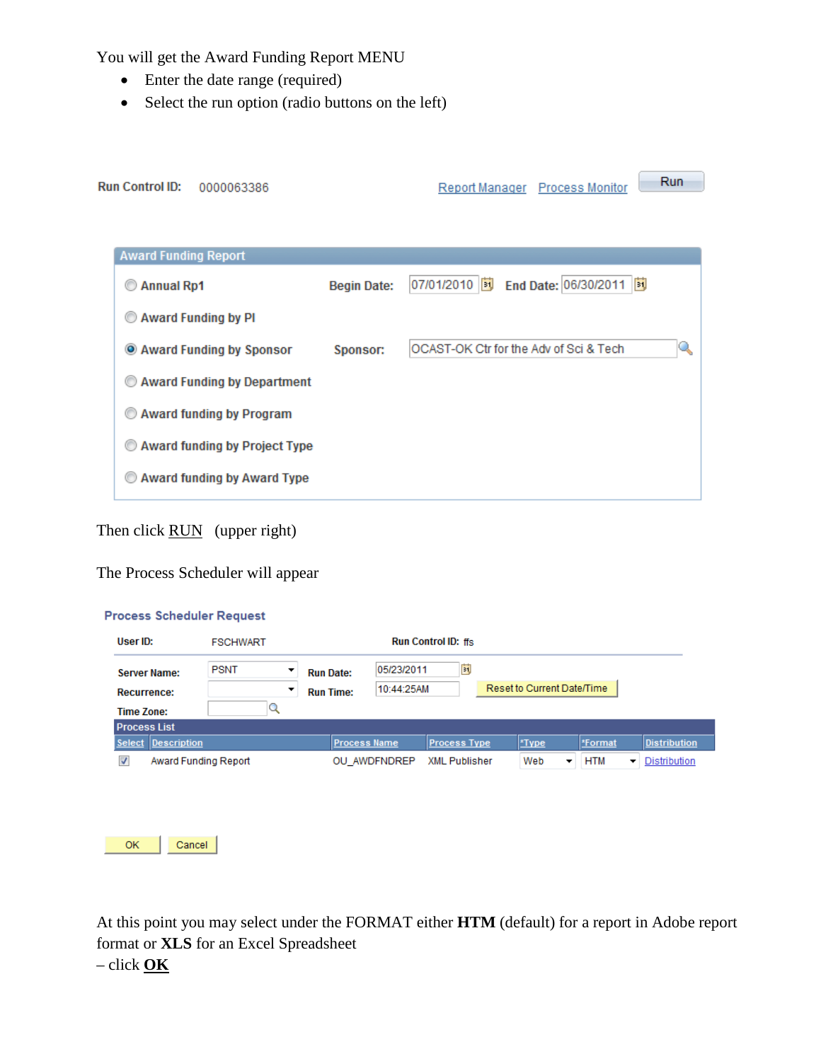You will get the Award Funding Report MENU

- Enter the date range (required)
- Select the run option (radio buttons on the left)

Run Control ID: 0000063386 Report Manager Process Monitor Run

**Award Funding Report**

- Annual Rp1 — Begin Date: 07/01/2010 End Date: 06/30/2011
- Award Funding by PI
- (selected) Award Funding by Sponsor — Sponsor: OCAST-OK Ctr for the Adv of Sci & Tech
- Award Funding by Department
- Award funding by Program
- Award funding by Project Type
- Award funding by Award Type

Then click RUN (upper right)

The Process Scheduler will appear

**Process Scheduler Request**

User ID: FSCHWART Run Control ID: ffs

Server Name: PSNT Run Date: 05/23/2011

Recurrence: Run Time: 10:44:25AM Reset to Current Date/Time

Time Zone:

**Process List**

| Select | Description | Process Name | Process Type | *Type | *Format | Distribution |
|---|---|---|---|---|---|---|
| ☑ | Award Funding Report | OU_AWDFNDREP | XML Publisher | Web | HTM | Distribution |

OK Cancel

At this point you may select under the FORMAT either **HTM** (default) for a report in Adobe report format or **XLS** for an Excel Spreadsheet
– click **OK**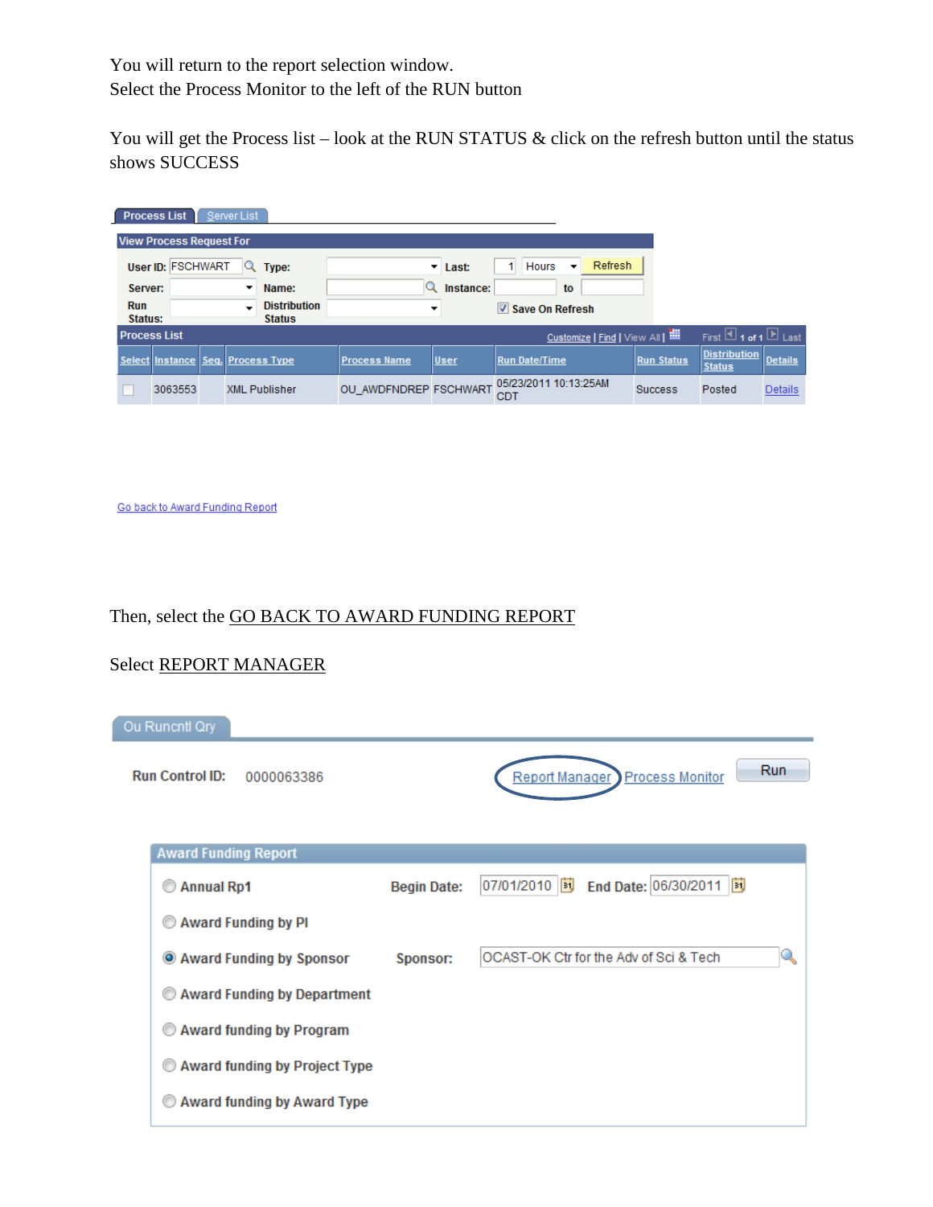You will return to the report selection window.
Select the Process Monitor to the left of the RUN button

You will get the Process list – look at the RUN STATUS & click on the refresh button until the status shows SUCCESS

Process List | Server List

**View Process Request For**

User ID: FSCHWART  Type:  Last: 1 Hours  Refresh
Server:  Name:  Instance:  to
Run Status:  Distribution Status  Save On Refresh

**Process List**  Customize | Find | View All |  First 1 of 1 Last

| Select | Instance | Seq. | Process Type | Process Name | User | Run Date/Time | Run Status | Distribution Status | Details |
|---|---|---|---|---|---|---|---|---|---|
| | 3063553 | | XML Publisher | OU_AWDFNDREP | FSCHWART | 05/23/2011 10:13:25AM CDT | Success | Posted | Details |

Go back to Award Funding Report

Then, select the GO BACK TO AWARD FUNDING REPORT

Select REPORT MANAGER

Ou Runcntl Qry

Run Control ID: 0000063386  Report Manager  Process Monitor  Run

**Award Funding Report**

- Annual Rpt  Begin Date: 07/01/2010  End Date: 06/30/2011
- Award Funding by PI
- Award Funding by Sponsor  Sponsor: OCAST-OK Ctr for the Adv of Sci & Tech
- Award Funding by Department
- Award funding by Program
- Award funding by Project Type
- Award funding by Award Type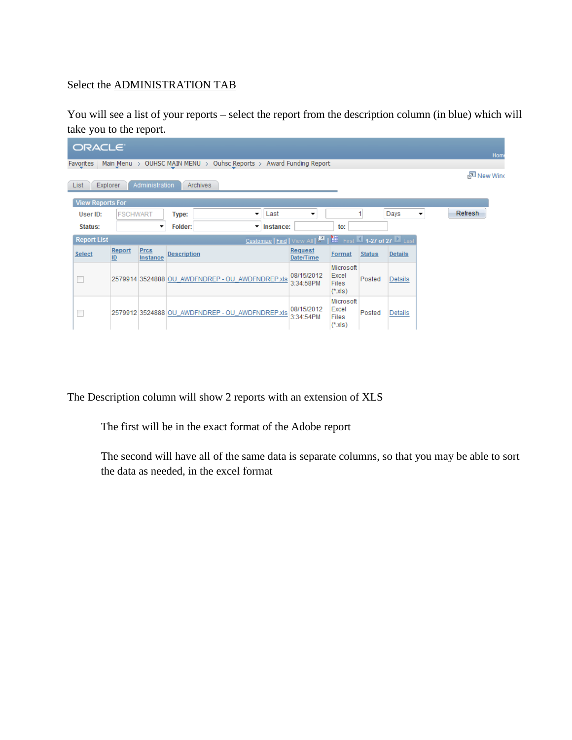Select the <u>ADMINISTRATION TAB</u>

You will see a list of your reports – select the report from the description column (in blue) which will take you to the report.

ORACLE

Favorites | Main Menu > OUHSC MAIN MENU > Ouhsc Reports > Award Funding Report

List | Explorer | Administration | Archives

New Window

**View Reports For**

User ID: FSCHWART  Type:  Last  1  Days  Refresh

Status:  Folder:  Instance:  to:

**Report List** — Customize | Find | View All | First 1-27 of 27 Last

| Select | Report ID | Prcs Instance | Description | Request Date/Time | Format | Status | Details |
|---|---|---|---|---|---|---|---|
| ☐ | 2579914 | 3524888 | OU_AWDFNDREP - OU_AWDFNDREP.xls | 08/15/2012 3:34:58PM | Microsoft Excel Files (*.xls) | Posted | Details |
| ☐ | 2579912 | 3524888 | OU_AWDFNDREP - OU_AWDFNDREP.xls | 08/15/2012 3:34:54PM | Microsoft Excel Files (*.xls) | Posted | Details |

The Description column will show 2 reports with an extension of XLS

The first will be in the exact format of the Adobe report

The second will have all of the same data is separate columns, so that you may be able to sort the data as needed, in the excel format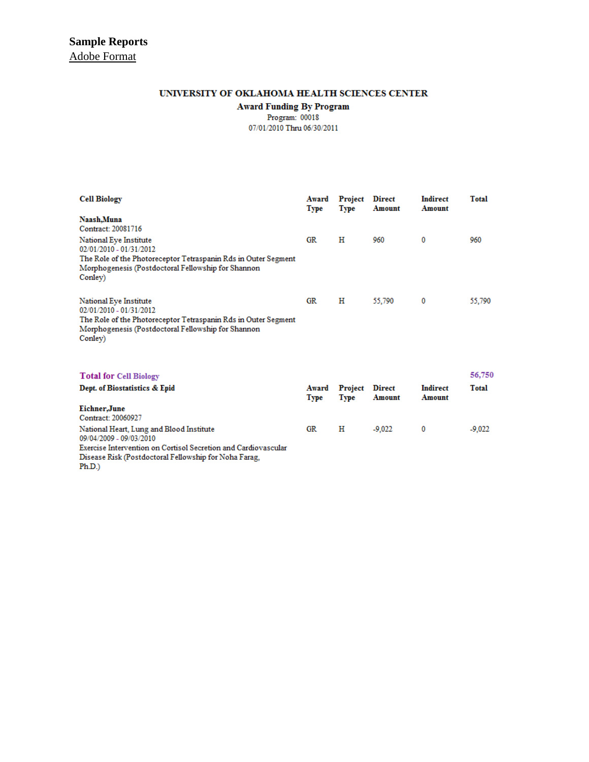**Sample Reports**
Adobe Format

**UNIVERSITY OF OKLAHOMA HEALTH SCIENCES CENTER**
**Award Funding By Program**
Program: 00018
07/01/2010 Thru 06/30/2011

| **Cell Biology** | **Award Type** | **Project Type** | **Direct Amount** | **Indirect Amount** | **Total** |
|---|---|---|---|---|---|
| **Naash,Muna**<br>Contract: 20081716 | | | | | |
| National Eye Institute<br>02/01/2010 - 01/31/2012<br>The Role of the Photoreceptor Tetraspanin Rds in Outer Segment Morphogenesis (Postdoctoral Fellowship for Shannon Conley) | GR | H | 960 | 0 | 960 |
| National Eye Institute<br>02/01/2010 - 01/31/2012<br>The Role of the Photoreceptor Tetraspanin Rds in Outer Segment Morphogenesis (Postdoctoral Fellowship for Shannon Conley) | GR | H | 55,790 | 0 | 55,790 |
| **Total for Cell Biology** | | | | | **56,750** |

| **Dept. of Biostatistics & Epid** | **Award Type** | **Project Type** | **Direct Amount** | **Indirect Amount** | **Total** |
|---|---|---|---|---|---|
| **Eichner,June**<br>Contract: 20060927 | | | | | |
| National Heart, Lung and Blood Institute<br>09/04/2009 - 09/03/2010<br>Exercise Intervention on Cortisol Secretion and Cardiovascular Disease Risk (Postdoctoral Fellowship for Noha Farag, Ph.D.) | GR | H | -9,022 | 0 | -9,022 |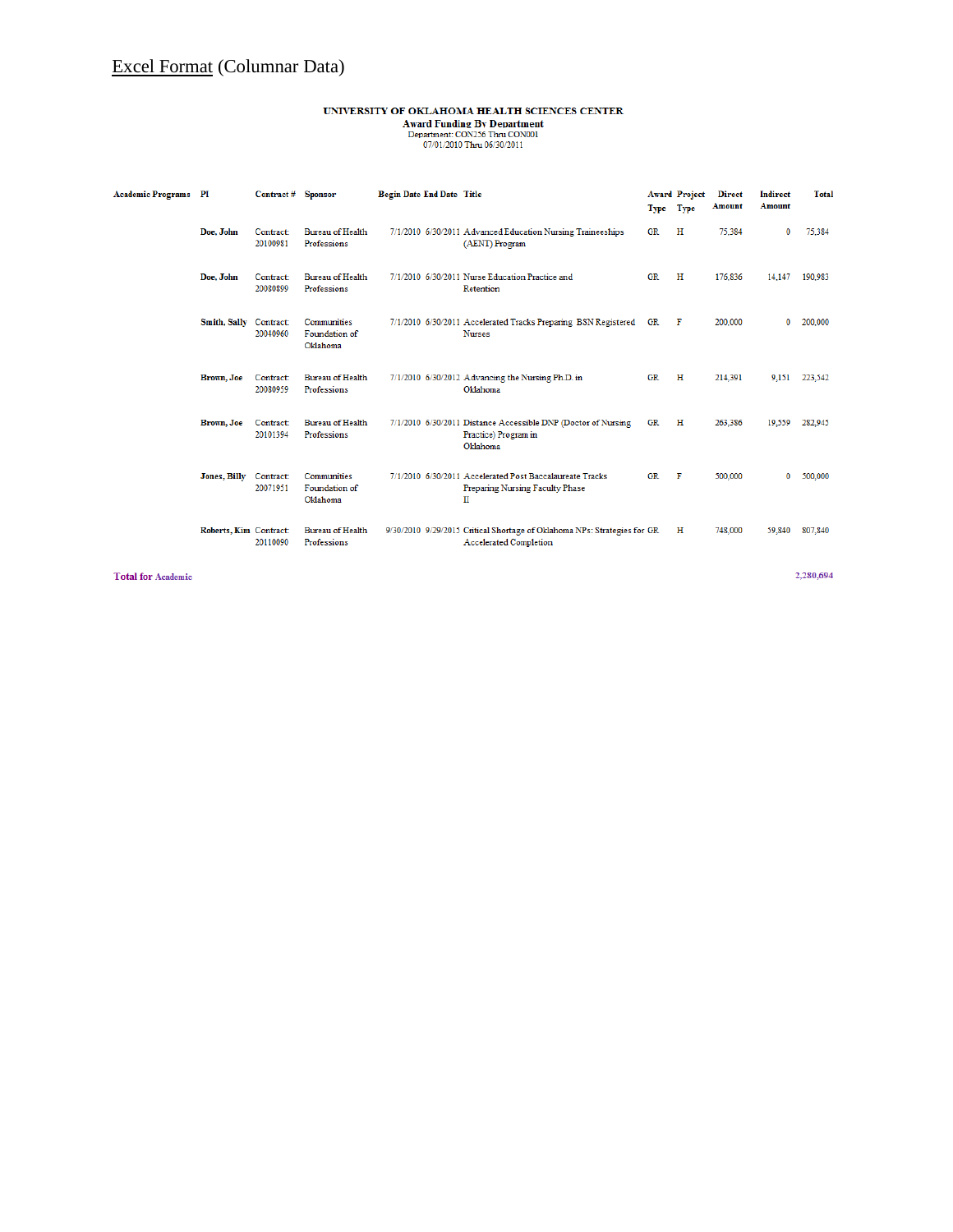Excel Format (Columnar Data)

**UNIVERSITY OF OKLAHOMA HEALTH SCIENCES CENTER**
**Award Funding By Department**
Department: CON256 Thru CON001
07/01/2010 Thru 06/30/2011

| Academic Programs | PI | Contract # | Sponsor | Begin Date | End Date | Title | Award Type | Project Type | Direct Amount | Indirect Amount | Total |
|---|---|---|---|---|---|---|---|---|---|---|---|
| | Doe, John | Contract: 20100981 | Bureau of Health Professions | 7/1/2010 | 6/30/2011 | Advanced Education Nursing Traineeships (AENT) Program | GR | H | 75,384 | 0 | 75,384 |
| | Doe, John | Contract: 20080899 | Bureau of Health Professions | 7/1/2010 | 6/30/2011 | Nurse Education Practice and Retention | GR | H | 176,836 | 14,147 | 190,983 |
| | Smith, Sally | Contract: 20040960 | Communities Foundation of Oklahoma | 7/1/2010 | 6/30/2011 | Accelerated Tracks Preparing BSN Registered Nurses | GR | F | 200,000 | 0 | 200,000 |
| | Brown, Joe | Contract: 20080959 | Bureau of Health Professions | 7/1/2010 | 6/30/2012 | Advancing the Nursing Ph.D. in Oklahoma | GR | H | 214,391 | 9,151 | 223,542 |
| | Brown, Joe | Contract: 20101394 | Bureau of Health Professions | 7/1/2010 | 6/30/2011 | Distance Accessible DNP (Doctor of Nursing Practice) Program in Oklahoma | GR | H | 263,386 | 19,559 | 282,945 |
| | Jones, Billy | Contract: 20071951 | Communities Foundation of Oklahoma | 7/1/2010 | 6/30/2011 | Accelerated Post Baccalaureate Tracks Preparing Nursing Faculty Phase II | GR | F | 500,000 | 0 | 500,000 |
| | Roberts, Kim | Contract: 20110090 | Bureau of Health Professions | 9/30/2010 | 9/29/2015 | Critical Shortage of Oklahoma NPs: Strategies for Accelerated Completion | GR | H | 748,000 | 59,840 | 807,840 |
| **Total for Academic** | | | | | | | | | | | **2,280,694** |